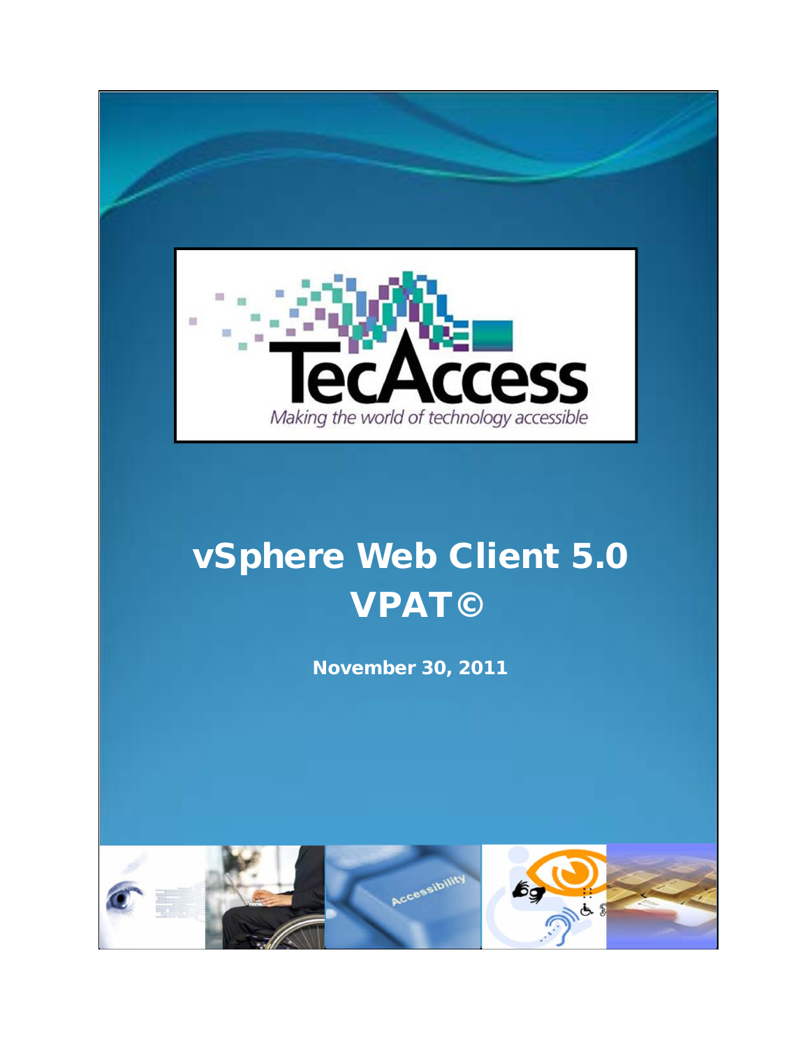TecAccess

*Making the world of technology accessible*

# vSphere Web Client 5.0 VPAT©

**November 30, 2011**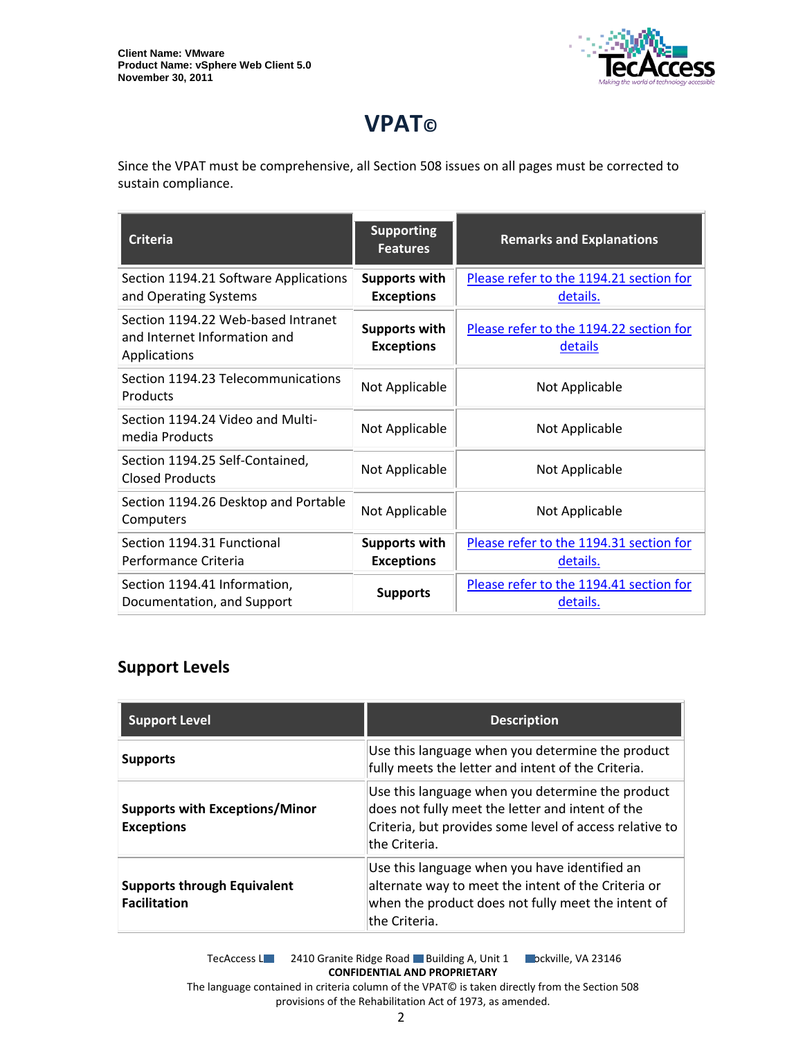# VPAT©

Since the VPAT must be comprehensive, all Section 508 issues on all pages must be corrected to sustain compliance.

| Criteria | Supporting Features | Remarks and Explanations |
|---|---|---|
| Section 1194.21 Software Applications and Operating Systems | **Supports with Exceptions** | Please refer to the 1194.21 section for details. |
| Section 1194.22 Web-based Intranet and Internet Information and Applications | **Supports with Exceptions** | Please refer to the 1194.22 section for details |
| Section 1194.23 Telecommunications Products | Not Applicable | Not Applicable |
| Section 1194.24 Video and Multi-media Products | Not Applicable | Not Applicable |
| Section 1194.25 Self-Contained, Closed Products | Not Applicable | Not Applicable |
| Section 1194.26 Desktop and Portable Computers | Not Applicable | Not Applicable |
| Section 1194.31 Functional Performance Criteria | **Supports with Exceptions** | Please refer to the 1194.31 section for details. |
| Section 1194.41 Information, Documentation, and Support | **Supports** | Please refer to the 1194.41 section for details. |

## Support Levels

| Support Level | Description |
|---|---|
| **Supports** | Use this language when you determine the product fully meets the letter and intent of the Criteria. |
| **Supports with Exceptions/Minor Exceptions** | Use this language when you determine the product does not fully meet the letter and intent of the Criteria, but provides some level of access relative to the Criteria. |
| **Supports through Equivalent Facilitation** | Use this language when you have identified an alternate way to meet the intent of the Criteria or when the product does not fully meet the intent of the Criteria. |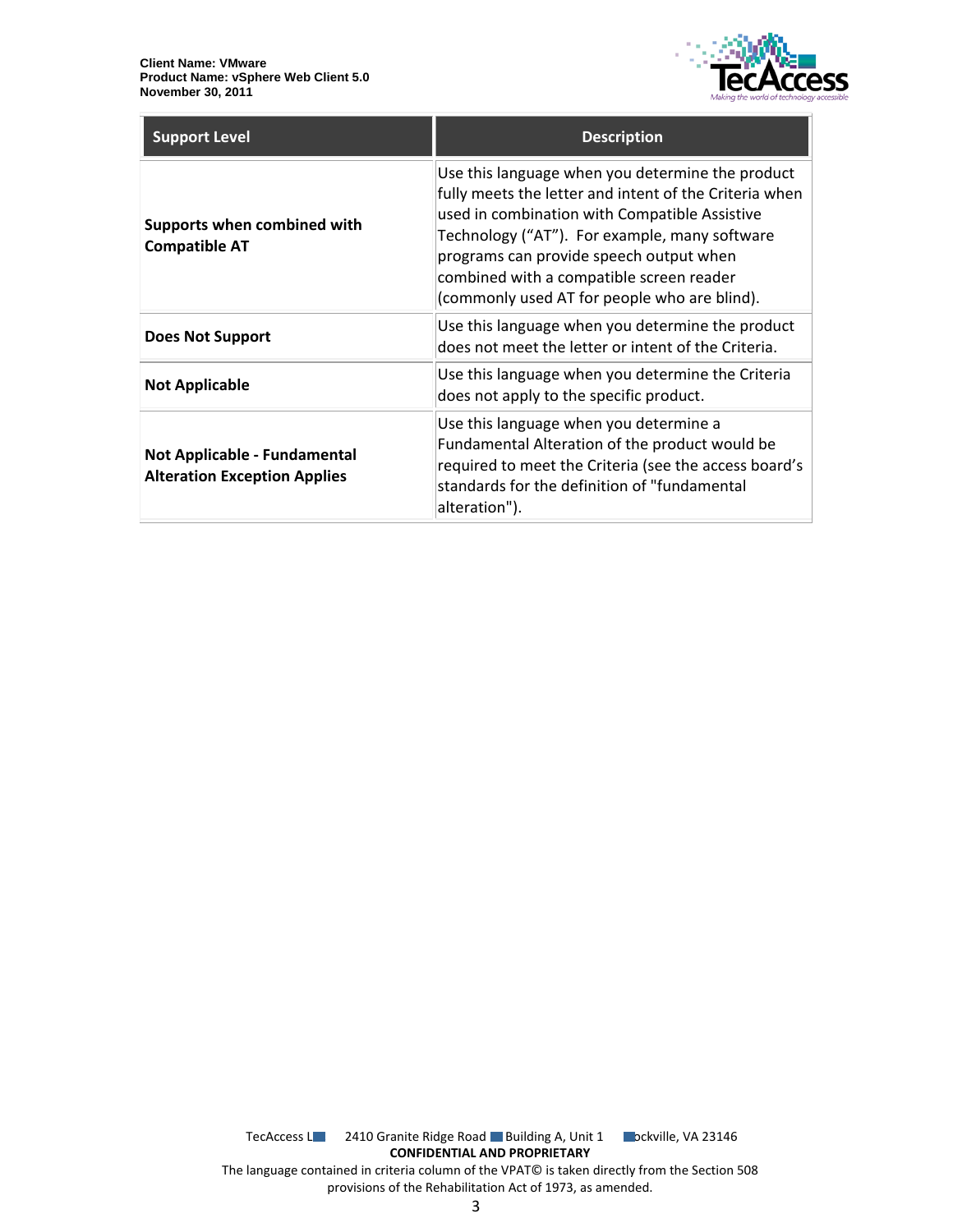| Support Level | Description |
|---|---|
| **Supports when combined with Compatible AT** | Use this language when you determine the product fully meets the letter and intent of the Criteria when used in combination with Compatible Assistive Technology (“AT”). For example, many software programs can provide speech output when combined with a compatible screen reader (commonly used AT for people who are blind). |
| **Does Not Support** | Use this language when you determine the product does not meet the letter or intent of the Criteria. |
| **Not Applicable** | Use this language when you determine the Criteria does not apply to the specific product. |
| **Not Applicable - Fundamental Alteration Exception Applies** | Use this language when you determine a Fundamental Alteration of the product would be required to meet the Criteria (see the access board’s standards for the definition of "fundamental alteration"). |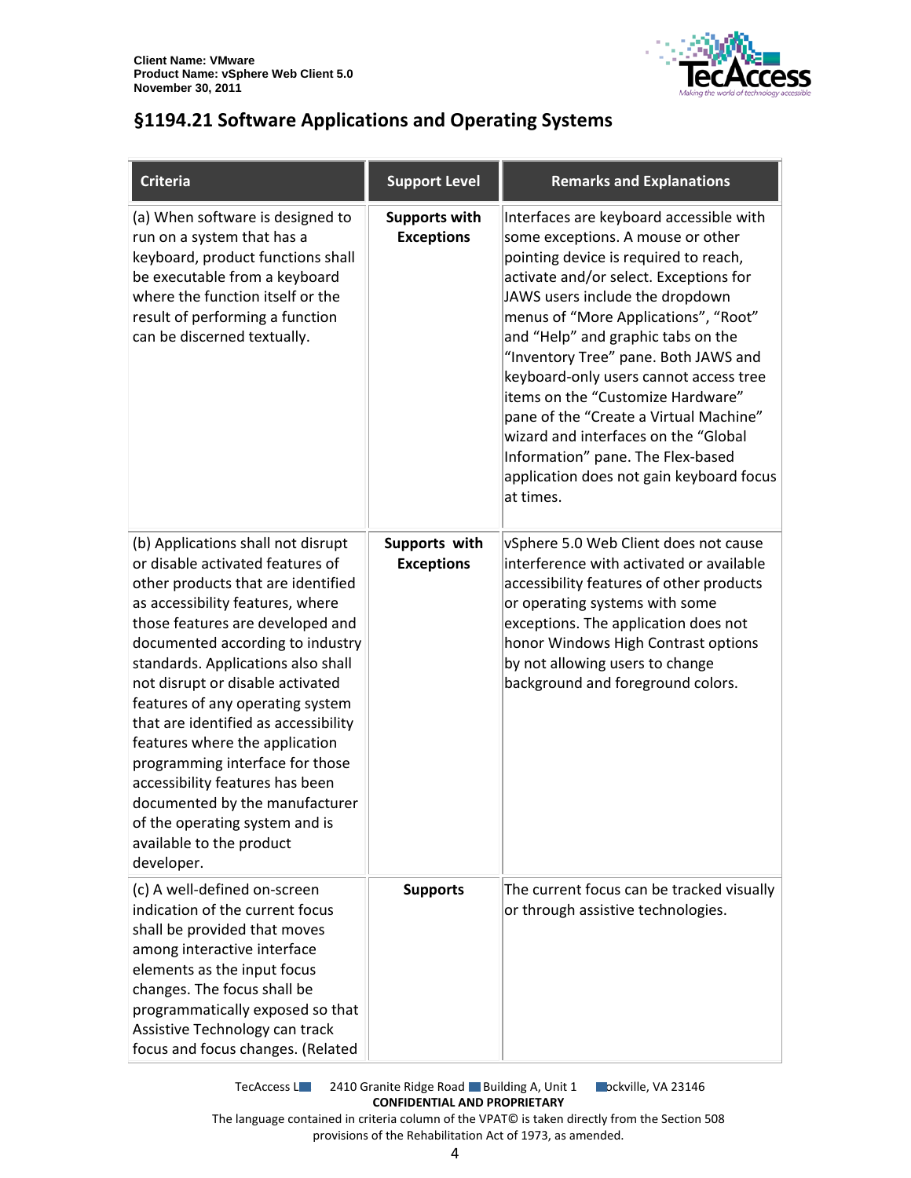## §1194.21 Software Applications and Operating Systems

| Criteria | Support Level | Remarks and Explanations |
|---|---|---|
| (a) When software is designed to run on a system that has a keyboard, product functions shall be executable from a keyboard where the function itself or the result of performing a function can be discerned textually. | **Supports with Exceptions** | Interfaces are keyboard accessible with some exceptions. A mouse or other pointing device is required to reach, activate and/or select. Exceptions for JAWS users include the dropdown menus of "More Applications", "Root" and "Help" and graphic tabs on the "Inventory Tree" pane. Both JAWS and keyboard-only users cannot access tree items on the "Customize Hardware" pane of the "Create a Virtual Machine" wizard and interfaces on the "Global Information" pane. The Flex-based application does not gain keyboard focus at times. |
| (b) Applications shall not disrupt or disable activated features of other products that are identified as accessibility features, where those features are developed and documented according to industry standards. Applications also shall not disrupt or disable activated features of any operating system that are identified as accessibility features where the application programming interface for those accessibility features has been documented by the manufacturer of the operating system and is available to the product developer. | **Supports with Exceptions** | vSphere 5.0 Web Client does not cause interference with activated or available accessibility features of other products or operating systems with some exceptions. The application does not honor Windows High Contrast options by not allowing users to change background and foreground colors. |
| (c) A well-defined on-screen indication of the current focus shall be provided that moves among interactive interface elements as the input focus changes. The focus shall be programmatically exposed so that Assistive Technology can track focus and focus changes. (Related | **Supports** | The current focus can be tracked visually or through assistive technologies. |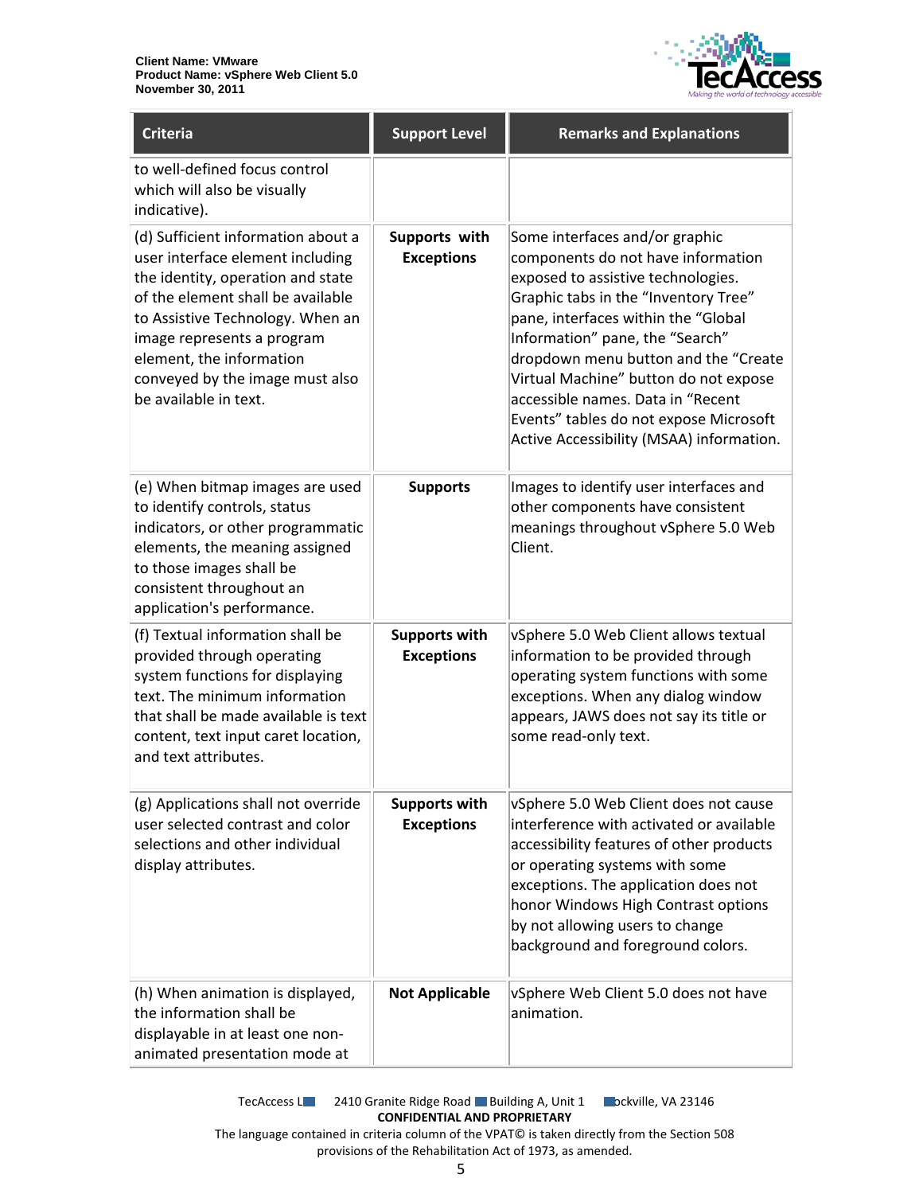| Criteria | Support Level | Remarks and Explanations |
|---|---|---|
| to well-defined focus control which will also be visually indicative). | | |
| (d) Sufficient information about a user interface element including the identity, operation and state of the element shall be available to Assistive Technology. When an image represents a program element, the information conveyed by the image must also be available in text. | **Supports with Exceptions** | Some interfaces and/or graphic components do not have information exposed to assistive technologies. Graphic tabs in the "Inventory Tree" pane, interfaces within the "Global Information" pane, the "Search" dropdown menu button and the "Create Virtual Machine" button do not expose accessible names. Data in "Recent Events" tables do not expose Microsoft Active Accessibility (MSAA) information. |
| (e) When bitmap images are used to identify controls, status indicators, or other programmatic elements, the meaning assigned to those images shall be consistent throughout an application's performance. | **Supports** | Images to identify user interfaces and other components have consistent meanings throughout vSphere 5.0 Web Client. |
| (f) Textual information shall be provided through operating system functions for displaying text. The minimum information that shall be made available is text content, text input caret location, and text attributes. | **Supports with Exceptions** | vSphere 5.0 Web Client allows textual information to be provided through operating system functions with some exceptions. When any dialog window appears, JAWS does not say its title or some read-only text. |
| (g) Applications shall not override user selected contrast and color selections and other individual display attributes. | **Supports with Exceptions** | vSphere 5.0 Web Client does not cause interference with activated or available accessibility features of other products or operating systems with some exceptions. The application does not honor Windows High Contrast options by not allowing users to change background and foreground colors. |
| (h) When animation is displayed, the information shall be displayable in at least one non-animated presentation mode at | **Not Applicable** | vSphere Web Client 5.0 does not have animation. |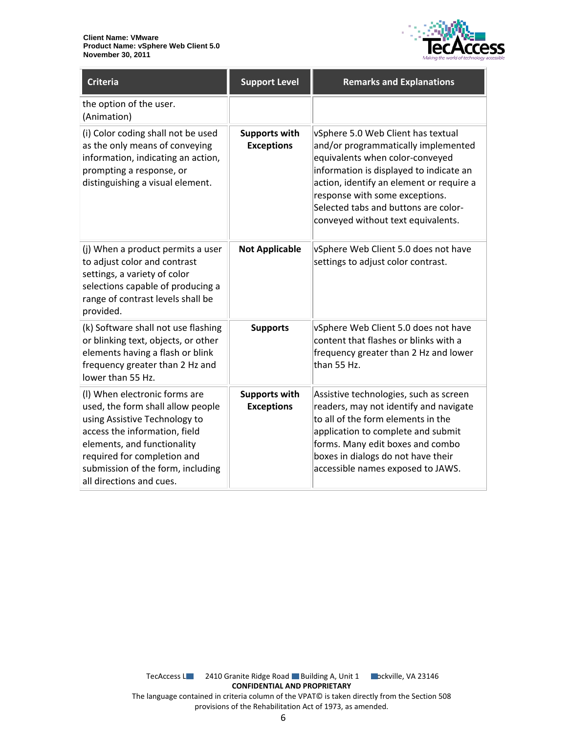| Criteria | Support Level | Remarks and Explanations |
| --- | --- | --- |
| the option of the user. (Animation) | | |
| (i) Color coding shall not be used as the only means of conveying information, indicating an action, prompting a response, or distinguishing a visual element. | **Supports with Exceptions** | vSphere 5.0 Web Client has textual and/or programmatically implemented equivalents when color-conveyed information is displayed to indicate an action, identify an element or require a response with some exceptions. Selected tabs and buttons are color-conveyed without text equivalents. |
| (j) When a product permits a user to adjust color and contrast settings, a variety of color selections capable of producing a range of contrast levels shall be provided. | **Not Applicable** | vSphere Web Client 5.0 does not have settings to adjust color contrast. |
| (k) Software shall not use flashing or blinking text, objects, or other elements having a flash or blink frequency greater than 2 Hz and lower than 55 Hz. | **Supports** | vSphere Web Client 5.0 does not have content that flashes or blinks with a frequency greater than 2 Hz and lower than 55 Hz. |
| (l) When electronic forms are used, the form shall allow people using Assistive Technology to access the information, field elements, and functionality required for completion and submission of the form, including all directions and cues. | **Supports with Exceptions** | Assistive technologies, such as screen readers, may not identify and navigate to all of the form elements in the application to complete and submit forms. Many edit boxes and combo boxes in dialogs do not have their accessible names exposed to JAWS. |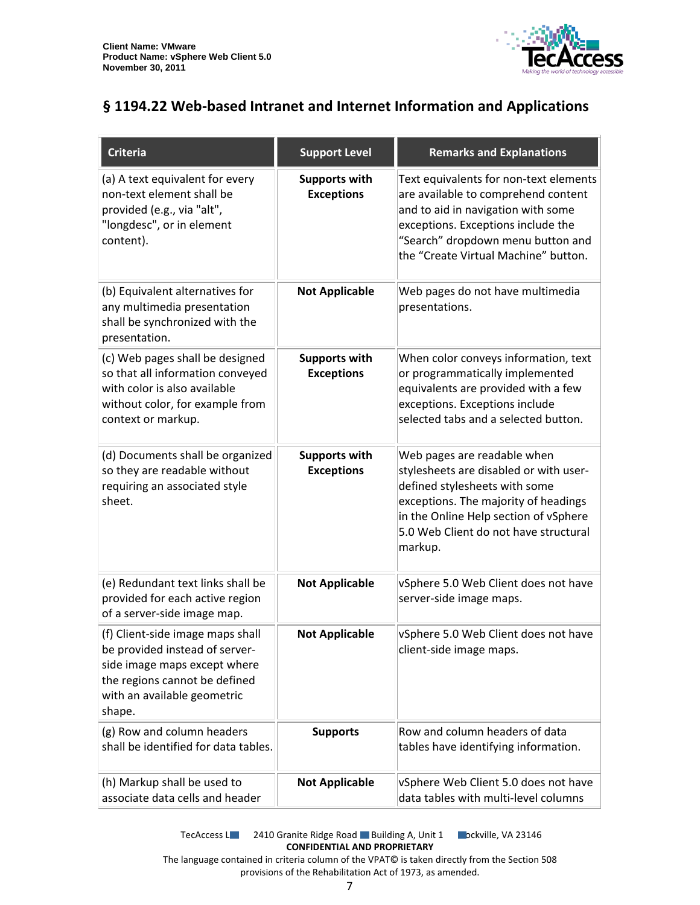## § 1194.22 Web-based Intranet and Internet Information and Applications

| Criteria | Support Level | Remarks and Explanations |
|---|---|---|
| (a) A text equivalent for every non-text element shall be provided (e.g., via "alt", "longdesc", or in element content). | **Supports with Exceptions** | Text equivalents for non-text elements are available to comprehend content and to aid in navigation with some exceptions. Exceptions include the "Search" dropdown menu button and the "Create Virtual Machine" button. |
| (b) Equivalent alternatives for any multimedia presentation shall be synchronized with the presentation. | **Not Applicable** | Web pages do not have multimedia presentations. |
| (c) Web pages shall be designed so that all information conveyed with color is also available without color, for example from context or markup. | **Supports with Exceptions** | When color conveys information, text or programmatically implemented equivalents are provided with a few exceptions. Exceptions include selected tabs and a selected button. |
| (d) Documents shall be organized so they are readable without requiring an associated style sheet. | **Supports with Exceptions** | Web pages are readable when stylesheets are disabled or with user-defined stylesheets with some exceptions. The majority of headings in the Online Help section of vSphere 5.0 Web Client do not have structural markup. |
| (e) Redundant text links shall be provided for each active region of a server-side image map. | **Not Applicable** | vSphere 5.0 Web Client does not have server-side image maps. |
| (f) Client-side image maps shall be provided instead of server-side image maps except where the regions cannot be defined with an available geometric shape. | **Not Applicable** | vSphere 5.0 Web Client does not have client-side image maps. |
| (g) Row and column headers shall be identified for data tables. | **Supports** | Row and column headers of data tables have identifying information. |
| (h) Markup shall be used to associate data cells and header | **Not Applicable** | vSphere Web Client 5.0 does not have data tables with multi-level columns |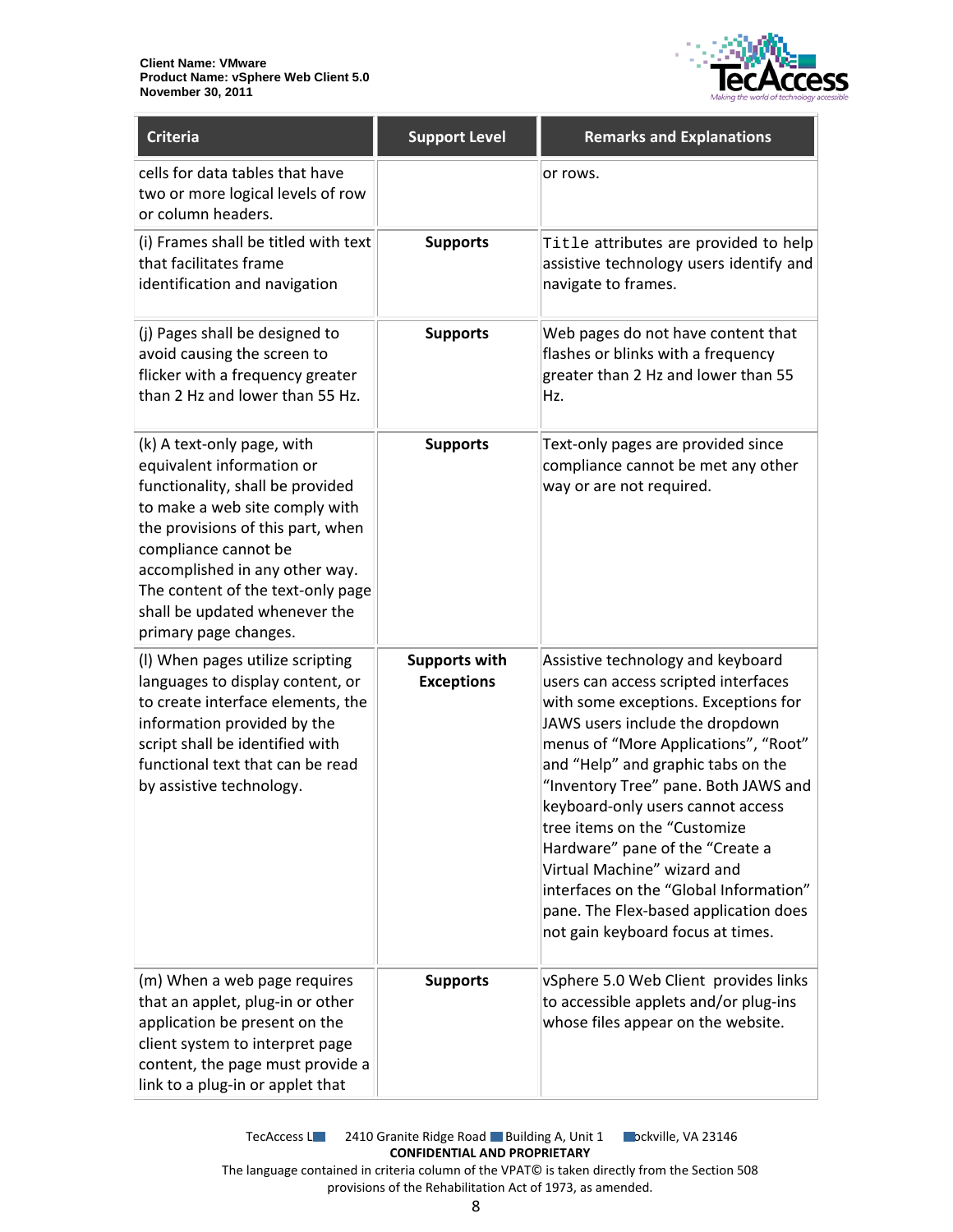| Criteria | Support Level | Remarks and Explanations |
| --- | --- | --- |
| cells for data tables that have two or more logical levels of row or column headers. | | or rows. |
| (i) Frames shall be titled with text that facilitates frame identification and navigation | **Supports** | `Title` attributes are provided to help assistive technology users identify and navigate to frames. |
| (j) Pages shall be designed to avoid causing the screen to flicker with a frequency greater than 2 Hz and lower than 55 Hz. | **Supports** | Web pages do not have content that flashes or blinks with a frequency greater than 2 Hz and lower than 55 Hz. |
| (k) A text-only page, with equivalent information or functionality, shall be provided to make a web site comply with the provisions of this part, when compliance cannot be accomplished in any other way. The content of the text-only page shall be updated whenever the primary page changes. | **Supports** | Text-only pages are provided since compliance cannot be met any other way or are not required. |
| (l) When pages utilize scripting languages to display content, or to create interface elements, the information provided by the script shall be identified with functional text that can be read by assistive technology. | **Supports with Exceptions** | Assistive technology and keyboard users can access scripted interfaces with some exceptions. Exceptions for JAWS users include the dropdown menus of “More Applications”, “Root” and “Help” and graphic tabs on the “Inventory Tree” pane. Both JAWS and keyboard-only users cannot access tree items on the “Customize Hardware” pane of the “Create a Virtual Machine” wizard and interfaces on the “Global Information” pane. The Flex-based application does not gain keyboard focus at times. |
| (m) When a web page requires that an applet, plug-in or other application be present on the client system to interpret page content, the page must provide a link to a plug-in or applet that | **Supports** | vSphere 5.0 Web Client provides links to accessible applets and/or plug-ins whose files appear on the website. |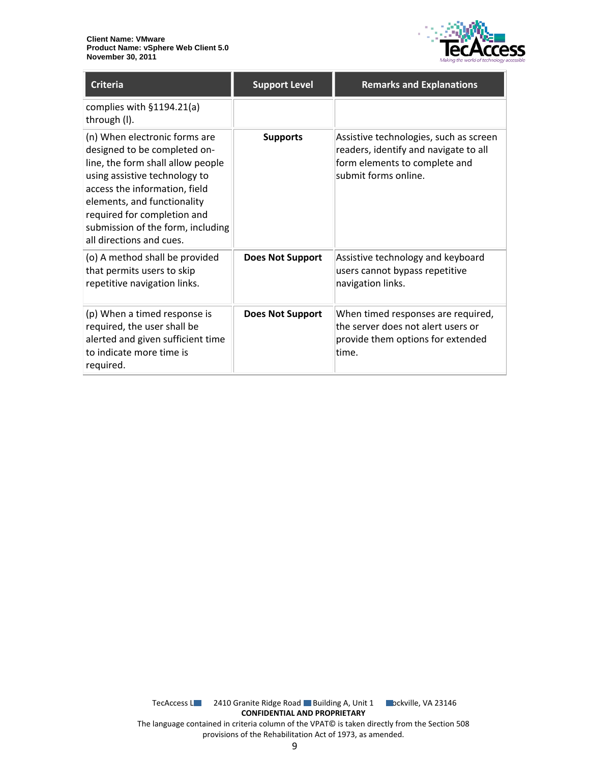| Criteria | Support Level | Remarks and Explanations |
|---|---|---|
| complies with §1194.21(a) through (l). | | |
| (n) When electronic forms are designed to be completed on-line, the form shall allow people using assistive technology to access the information, field elements, and functionality required for completion and submission of the form, including all directions and cues. | **Supports** | Assistive technologies, such as screen readers, identify and navigate to all form elements to complete and submit forms online. |
| (o) A method shall be provided that permits users to skip repetitive navigation links. | **Does Not Support** | Assistive technology and keyboard users cannot bypass repetitive navigation links. |
| (p) When a timed response is required, the user shall be alerted and given sufficient time to indicate more time is required. | **Does Not Support** | When timed responses are required, the server does not alert users or provide them options for extended time. |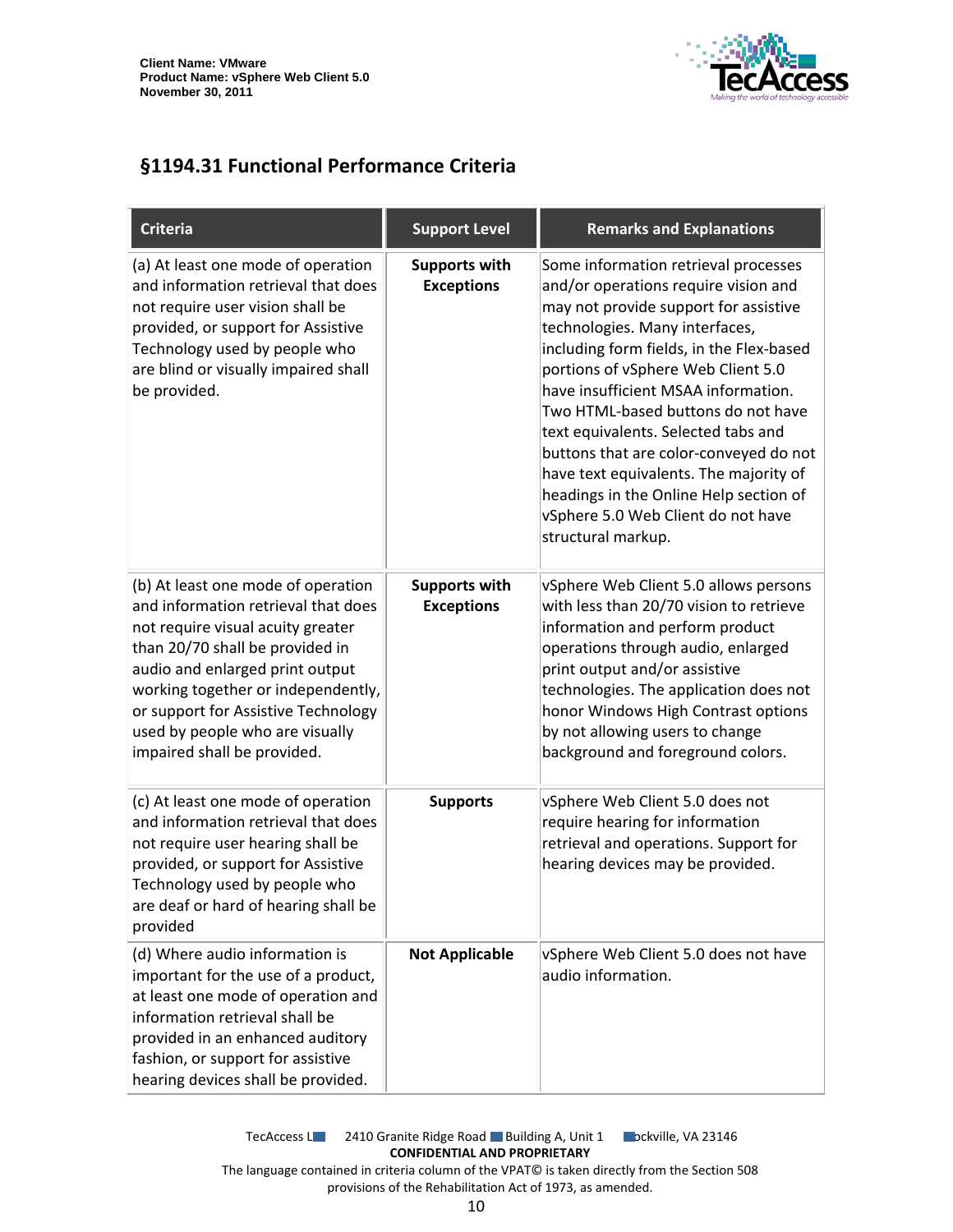## §1194.31 Functional Performance Criteria

| Criteria | Support Level | Remarks and Explanations |
|---|---|---|
| (a) At least one mode of operation and information retrieval that does not require user vision shall be provided, or support for Assistive Technology used by people who are blind or visually impaired shall be provided. | **Supports with Exceptions** | Some information retrieval processes and/or operations require vision and may not provide support for assistive technologies. Many interfaces, including form fields, in the Flex-based portions of vSphere Web Client 5.0 have insufficient MSAA information. Two HTML-based buttons do not have text equivalents. Selected tabs and buttons that are color-conveyed do not have text equivalents. The majority of headings in the Online Help section of vSphere 5.0 Web Client do not have structural markup. |
| (b) At least one mode of operation and information retrieval that does not require visual acuity greater than 20/70 shall be provided in audio and enlarged print output working together or independently, or support for Assistive Technology used by people who are visually impaired shall be provided. | **Supports with Exceptions** | vSphere Web Client 5.0 allows persons with less than 20/70 vision to retrieve information and perform product operations through audio, enlarged print output and/or assistive technologies. The application does not honor Windows High Contrast options by not allowing users to change background and foreground colors. |
| (c) At least one mode of operation and information retrieval that does not require user hearing shall be provided, or support for Assistive Technology used by people who are deaf or hard of hearing shall be provided | **Supports** | vSphere Web Client 5.0 does not require hearing for information retrieval and operations. Support for hearing devices may be provided. |
| (d) Where audio information is important for the use of a product, at least one mode of operation and information retrieval shall be provided in an enhanced auditory fashion, or support for assistive hearing devices shall be provided. | **Not Applicable** | vSphere Web Client 5.0 does not have audio information. |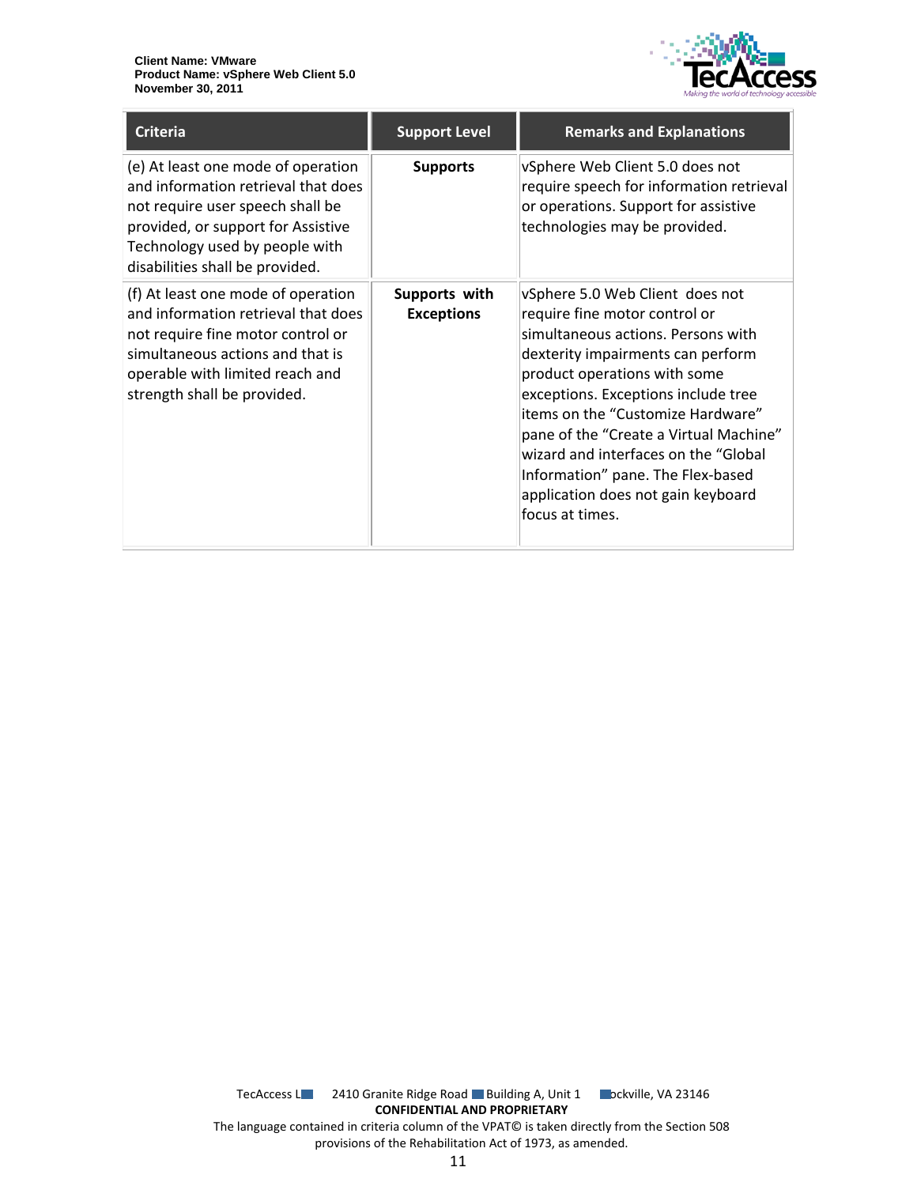| Criteria | Support Level | Remarks and Explanations |
| --- | --- | --- |
| (e) At least one mode of operation and information retrieval that does not require user speech shall be provided, or support for Assistive Technology used by people with disabilities shall be provided. | **Supports** | vSphere Web Client 5.0 does not require speech for information retrieval or operations. Support for assistive technologies may be provided. |
| (f) At least one mode of operation and information retrieval that does not require fine motor control or simultaneous actions and that is operable with limited reach and strength shall be provided. | **Supports with Exceptions** | vSphere 5.0 Web Client does not require fine motor control or simultaneous actions. Persons with dexterity impairments can perform product operations with some exceptions. Exceptions include tree items on the "Customize Hardware" pane of the "Create a Virtual Machine" wizard and interfaces on the "Global Information" pane. The Flex-based application does not gain keyboard focus at times. |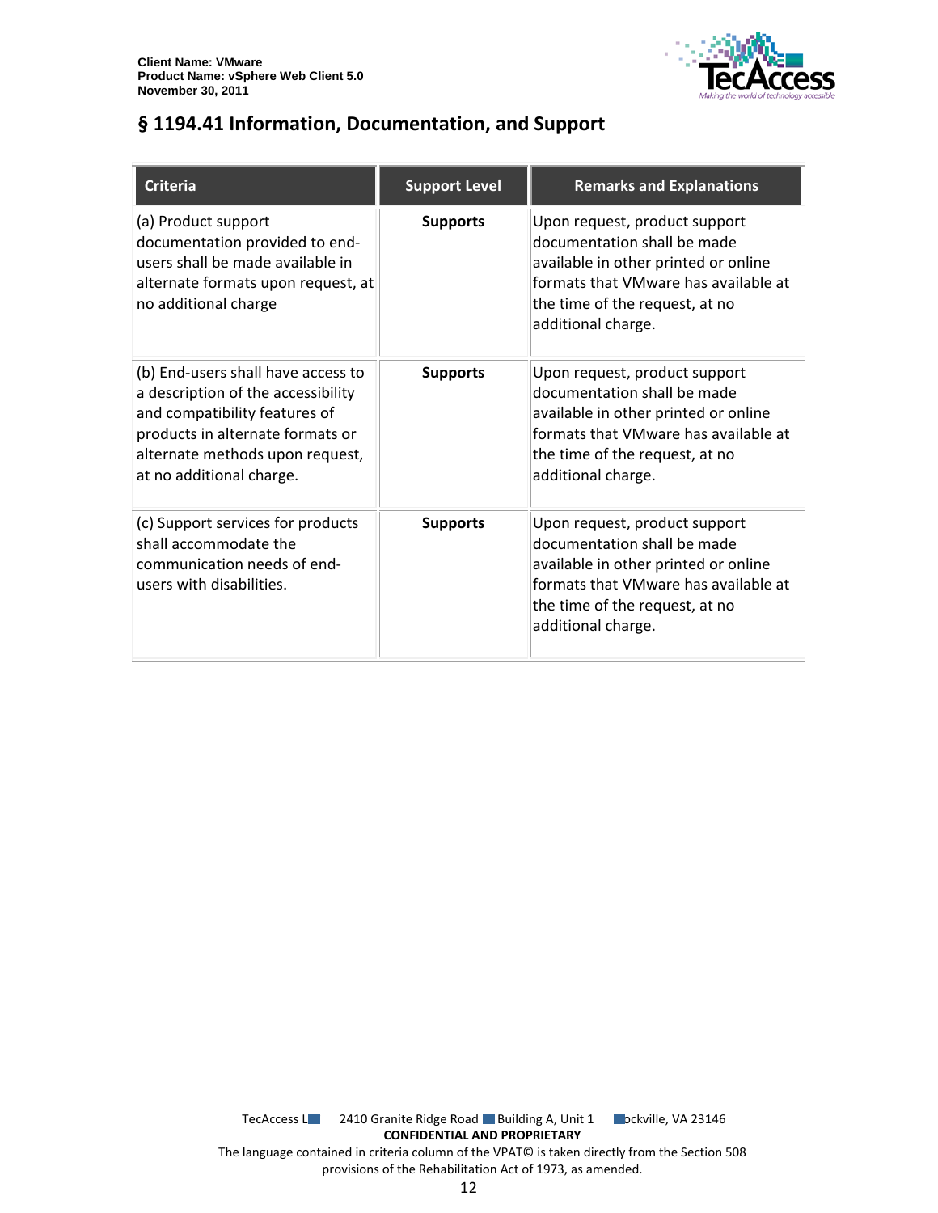## § 1194.41 Information, Documentation, and Support

| Criteria | Support Level | Remarks and Explanations |
|---|---|---|
| (a) Product support documentation provided to end-users shall be made available in alternate formats upon request, at no additional charge | **Supports** | Upon request, product support documentation shall be made available in other printed or online formats that VMware has available at the time of the request, at no additional charge. |
| (b) End-users shall have access to a description of the accessibility and compatibility features of products in alternate formats or alternate methods upon request, at no additional charge. | **Supports** | Upon request, product support documentation shall be made available in other printed or online formats that VMware has available at the time of the request, at no additional charge. |
| (c) Support services for products shall accommodate the communication needs of end-users with disabilities. | **Supports** | Upon request, product support documentation shall be made available in other printed or online formats that VMware has available at the time of the request, at no additional charge. |